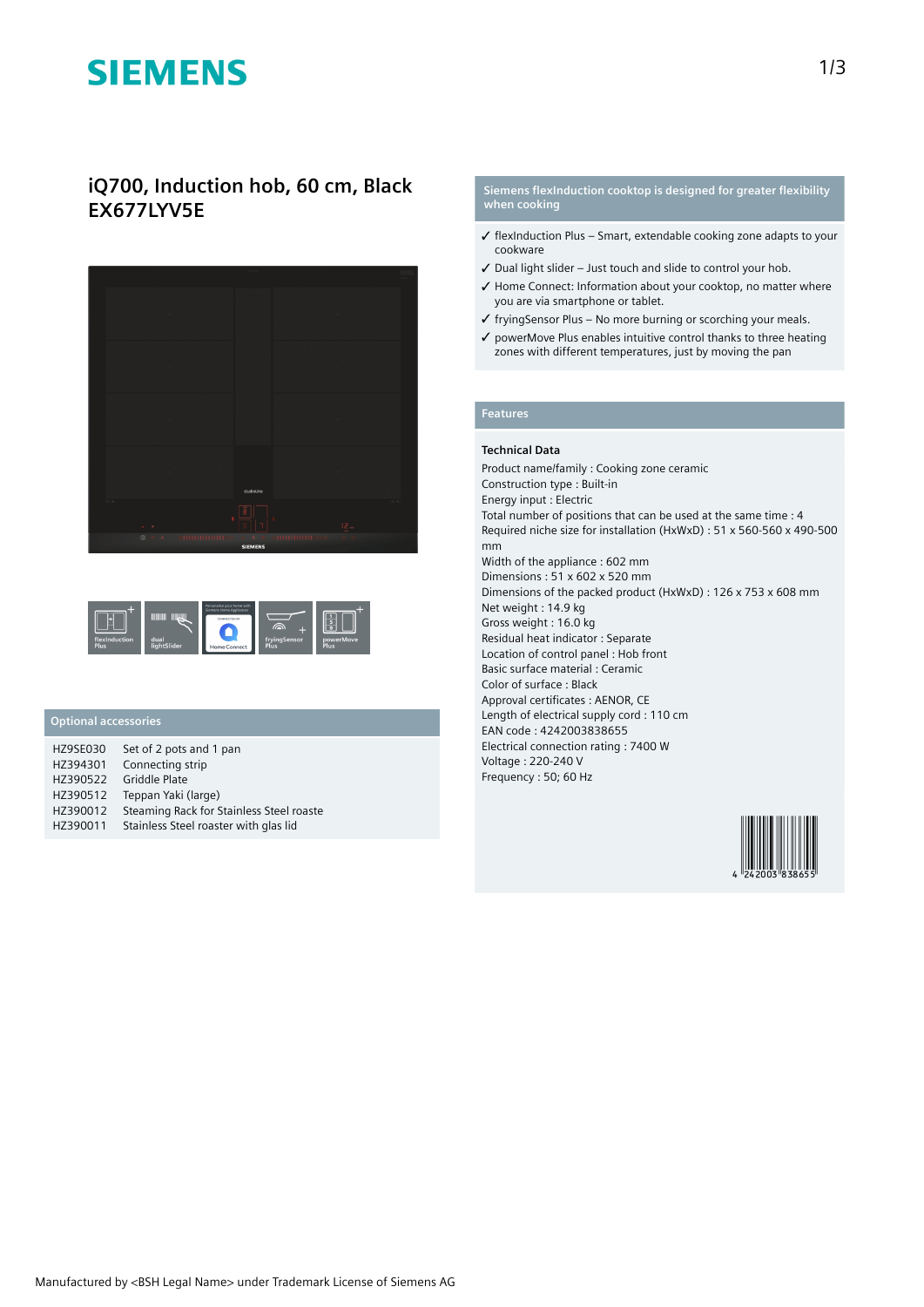# SIEMENS

## iQ700, Induction hob, 60 cm, Black
## EX677LYV5E

flexInduction Plus | dual lightSlider | Home Connect | fryingSensor Plus | powerMove Plus

### Optional accessories

| | |
|---|---|
| HZ9SE030 | Set of 2 pots and 1 pan |
| HZ394301 | Connecting strip |
| HZ390522 | Griddle Plate |
| HZ390512 | Teppan Yaki (large) |
| HZ390012 | Steaming Rack for Stainless Steel roaste |
| HZ390011 | Stainless Steel roaster with glas lid |

### Siemens flexInduction cooktop is designed for greater flexibility when cooking

- ✓ flexInduction Plus – Smart, extendable cooking zone adapts to your cookware
- ✓ Dual light slider – Just touch and slide to control your hob.
- ✓ Home Connect: Information about your cooktop, no matter where you are via smartphone or tablet.
- ✓ fryingSensor Plus – No more burning or scorching your meals.
- ✓ powerMove Plus enables intuitive control thanks to three heating zones with different temperatures, just by moving the pan

### Features

**Technical Data**

Product name/family : Cooking zone ceramic
Construction type : Built-in
Energy input : Electric
Total number of positions that can be used at the same time : 4
Required niche size for installation (HxWxD) : 51 x 560-560 x 490-500 mm
Width of the appliance : 602 mm
Dimensions : 51 x 602 x 520 mm
Dimensions of the packed product (HxWxD) : 126 x 753 x 608 mm
Net weight : 14.9 kg
Gross weight : 16.0 kg
Residual heat indicator : Separate
Location of control panel : Hob front
Basic surface material : Ceramic
Color of surface : Black
Approval certificates : AENOR, CE
Length of electrical supply cord : 110 cm
EAN code : 4242003838655
Electrical connection rating : 7400 W
Voltage : 220-240 V
Frequency : 50; 60 Hz

4 242003 838655

Manufactured by <BSH Legal Name> under Trademark License of Siemens AG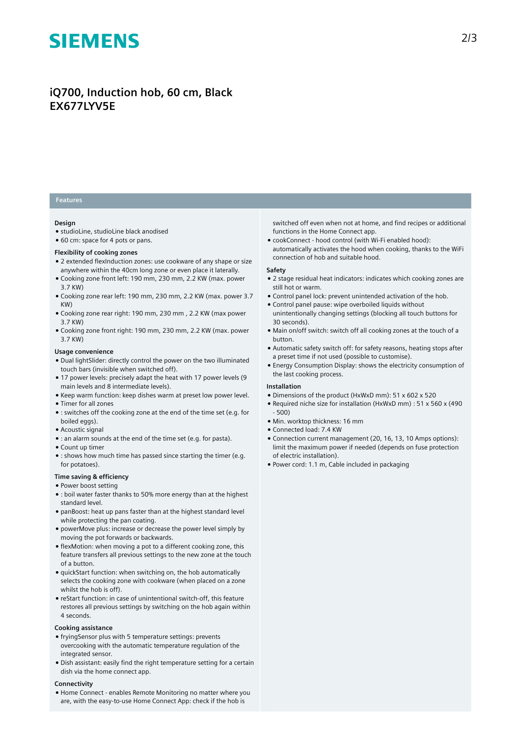# iQ700, Induction hob, 60 cm, Black
# EX677LYV5E

## Features

### Design

- studioLine, studioLine black anodised
- 60 cm: space for 4 pots or pans.

### Flexibility of cooking zones

- 2 extended flexInduction zones: use cookware of any shape or size anywhere within the 40cm long zone or even place it laterally.
- Cooking zone front left: 190 mm, 230 mm, 2.2 KW (max. power 3.7 KW)
- Cooking zone rear left: 190 mm, 230 mm, 2.2 KW (max. power 3.7 KW)
- Cooking zone rear right: 190 mm, 230 mm , 2.2 KW (max power 3.7 KW)
- Cooking zone front right: 190 mm, 230 mm, 2.2 KW (max. power 3.7 KW)

### Usage convenience

- Dual lightSlider: directly control the power on the two illuminated touch bars (invisible when switched off).
- 17 power levels: precisely adapt the heat with 17 power levels (9 main levels and 8 intermediate levels).
- Keep warm function: keep dishes warm at preset low power level.
- Timer for all zones
- : switches off the cooking zone at the end of the time set (e.g. for boiled eggs).
- Acoustic signal
- : an alarm sounds at the end of the time set (e.g. for pasta).
- Count up timer
- : shows how much time has passed since starting the timer (e.g. for potatoes).

### Time saving & efficiency

- Power boost setting
- : boil water faster thanks to 50% more energy than at the highest standard level.
- panBoost: heat up pans faster than at the highest standard level while protecting the pan coating.
- powerMove plus: increase or decrease the power level simply by moving the pot forwards or backwards.
- flexMotion: when moving a pot to a different cooking zone, this feature transfers all previous settings to the new zone at the touch of a button.
- quickStart function: when switching on, the hob automatically selects the cooking zone with cookware (when placed on a zone whilst the hob is off).
- reStart function: in case of unintentional switch-off, this feature restores all previous settings by switching on the hob again within 4 seconds.

### Cooking assistance

- fryingSensor plus with 5 temperature settings: prevents overcooking with the automatic temperature regulation of the integrated sensor.
- Dish assistant: easily find the right temperature setting for a certain dish via the home connect app.

### Connectivity

- Home Connect - enables Remote Monitoring no matter where you are, with the easy-to-use Home Connect App: check if the hob is switched off even when not at home, and find recipes or additional functions in the Home Connect app.
- cookConnect - hood control (with Wi-Fi enabled hood): automatically activates the hood when cooking, thanks to the WiFi connection of hob and suitable hood.

### Safety

- 2 stage residual heat indicators: indicates which cooking zones are still hot or warm.
- Control panel lock: prevent unintended activation of the hob.
- Control panel pause: wipe overboiled liquids without unintentionally changing settings (blocking all touch buttons for 30 seconds).
- Main on/off switch: switch off all cooking zones at the touch of a button.
- Automatic safety switch off: for safety reasons, heating stops after a preset time if not used (possible to customise).
- Energy Consumption Display: shows the electricity consumption of the last cooking process.

### Installation

- Dimensions of the product (HxWxD mm): 51 x 602 x 520
- Required niche size for installation (HxWxD mm) : 51 x 560 x (490 - 500)
- Min. worktop thickness: 16 mm
- Connected load: 7.4 KW
- Connection current management (20, 16, 13, 10 Amps options): limit the maximum power if needed (depends on fuse protection of electric installation).
- Power cord: 1.1 m, Cable included in packaging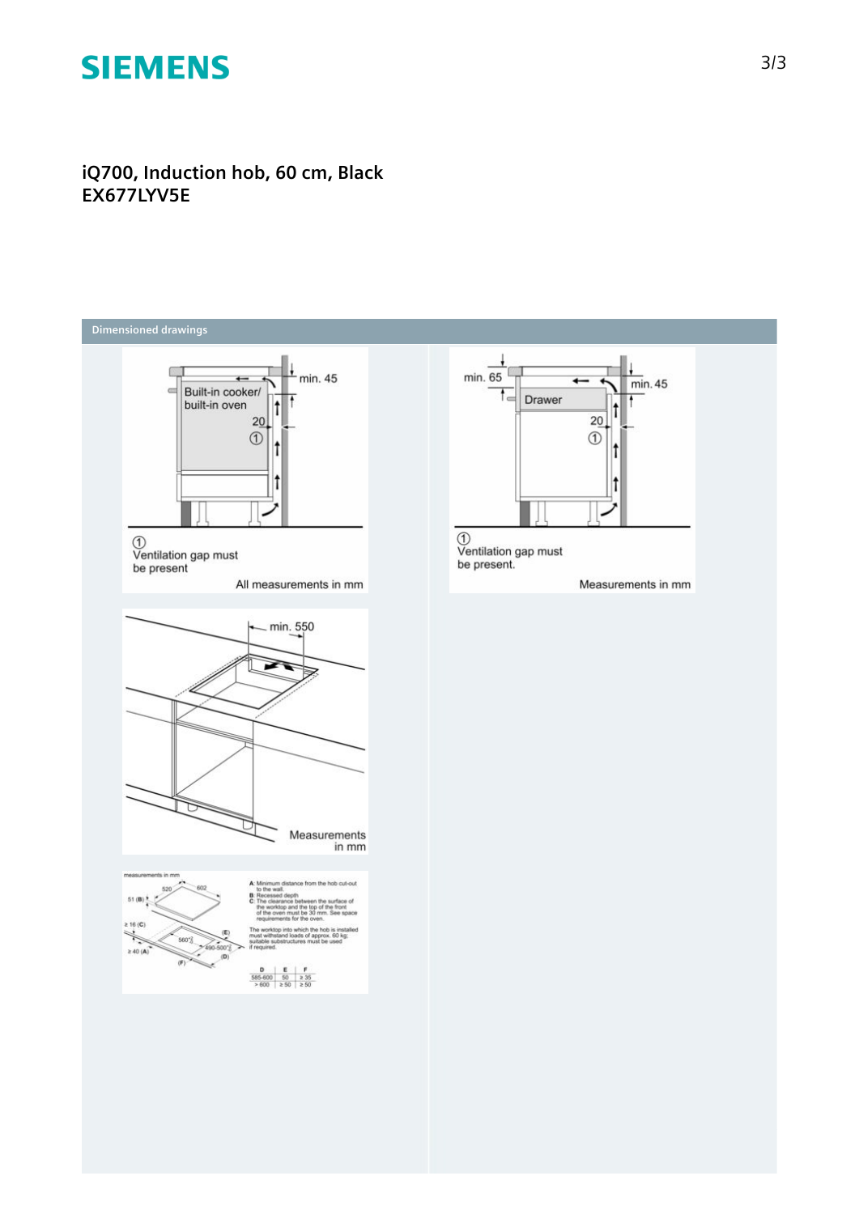# iQ700, Induction hob, 60 cm, Black
# EX677LYV5E

## Dimensioned drawings

min. 45
Built-in cooker/
built-in oven
20
①
①
Ventilation gap must
be present
All measurements in mm

min. 65
min. 45
Drawer
20
①
①
Ventilation gap must
be present.
Measurements in mm

min. 550
Measurements
in mm

measurements in mm
520
602
51 (B)
≥ 16 (C)
≥ 40 (A)
560
490-500
(E)
(D)
(F)

A: Minimum distance from the hob cut-out to the wall.
B: Recessed depth
C: The clearance between the surface of the worktop and the top of the front of the oven must be 30 mm. See space requirements for the oven.

The worktop into which the hob is installed must withstand loads of approx. 60 kg; suitable substructures must be used if required.

| D | E | F |
|---|---|---|
| 585-600 | 50 | ≥ 35 |
| > 600 | ≥ 50 | ≥ 50 |